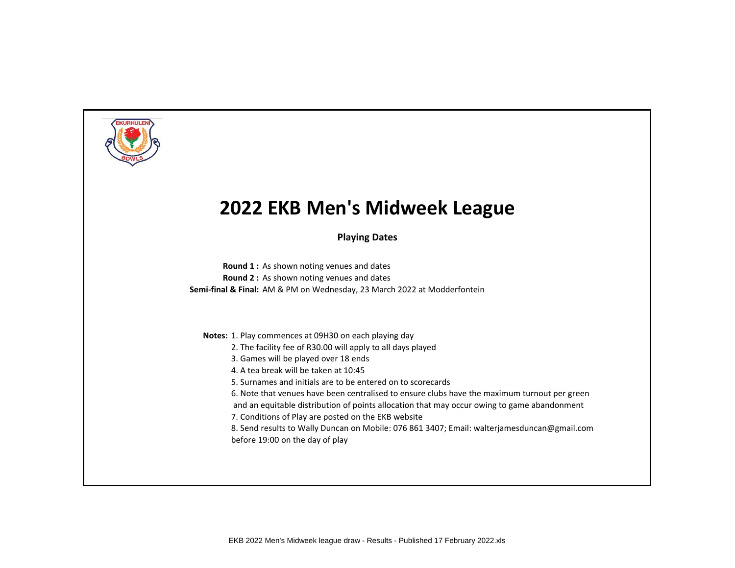# 2022 EKB Men's Midweek League

**Playing Dates**

**Round 1 :** As shown noting venues and dates
**Round 2 :** As shown noting venues and dates
**Semi-final & Final:** AM & PM on Wednesday, 23 March 2022 at Modderfontein

**Notes:** 1. Play commences at 09H30 on each playing day
2. The facility fee of R30.00 will apply to all days played
3. Games will be played over 18 ends
4. A tea break will be taken at 10:45
5. Surnames and initials are to be entered on to scorecards
6. Note that venues have been centralised to ensure clubs have the maximum turnout per green and an equitable distribution of points allocation that may occur owing to game abandonment
7. Conditions of Play are posted on the EKB website
8. Send results to Wally Duncan on Mobile: 076 861 3407; Email: walterjamesduncan@gmail.com before 19:00 on the day of play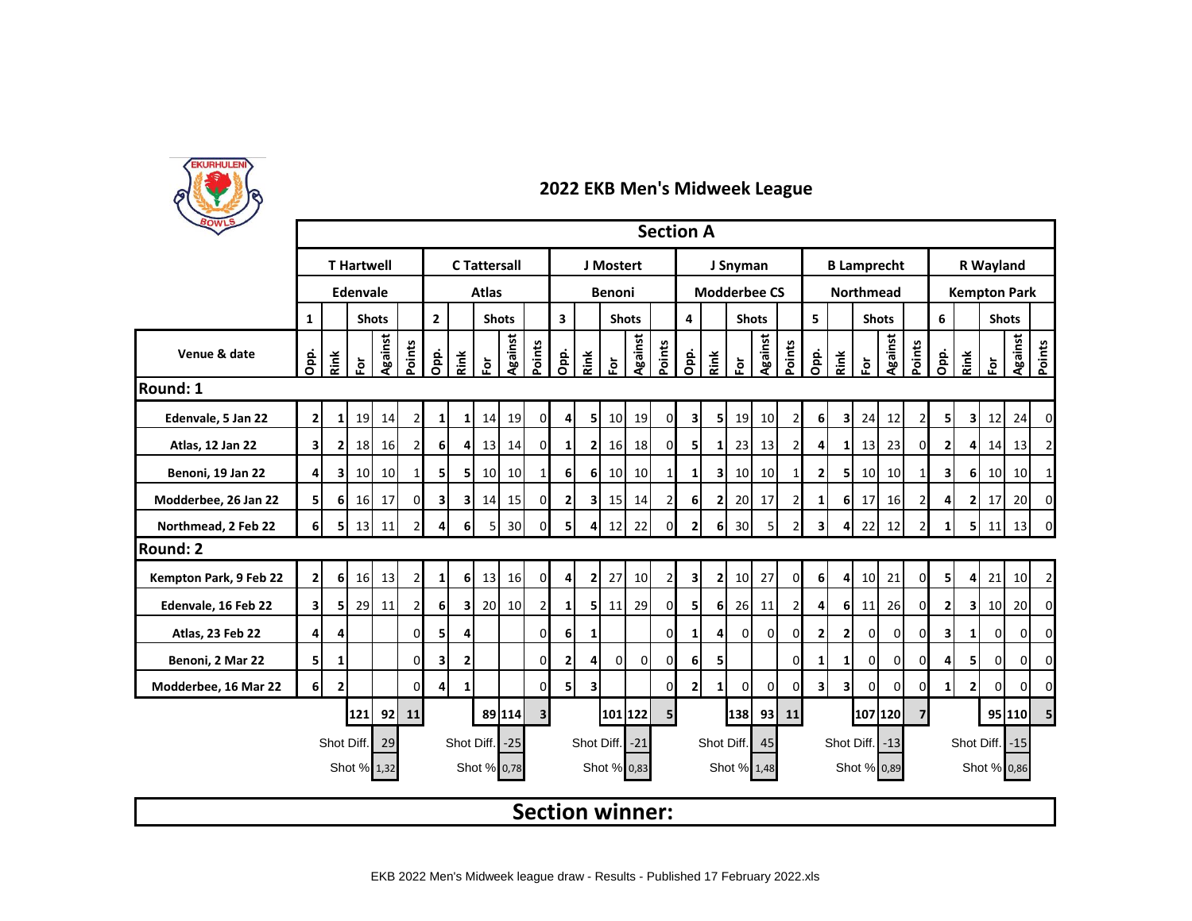# 2022 EKB Men's Midweek League

## Section A

| | T Hartwell | | | | | C Tattersall | | | | | J Mostert | | | | | J Snyman | | | | | B Lamprecht | | | | | R Wayland | | | | |
|---|---|---|---|---|---|---|---|---|---|---|---|---|---|---|---|---|---|---|---|---|---|---|---|---|---|---|---|---|---|---|
| | Edenvale | | | | | Atlas | | | | | Benoni | | | | | Modderbee CS | | | | | Northmead | | | | | Kempton Park | | | | |
| | 1 | | Shots | | | 2 | | Shots | | | 3 | | Shots | | | 4 | | Shots | | | 5 | | Shots | | | 6 | | Shots | | |
| Venue & date | Opp. | Rink | For | Against | Points | Opp. | Rink | For | Against | Points | Opp. | Rink | For | Against | Points | Opp. | Rink | For | Against | Points | Opp. | Rink | For | Against | Points | Opp. | Rink | For | Against | Points |
| **Round: 1** | | | | | | | | | | | | | | | | | | | | | | | | | | | | | | |
| Edenvale, 5 Jan 22 | 2 | 1 | 19 | 14 | 2 | 1 | 1 | 14 | 19 | 0 | 4 | 5 | 10 | 19 | 0 | 3 | 5 | 19 | 10 | 2 | 6 | 3 | 24 | 12 | 2 | 5 | 3 | 12 | 24 | 0 |
| Atlas, 12 Jan 22 | 3 | 2 | 18 | 16 | 2 | 6 | 4 | 13 | 14 | 0 | 1 | 2 | 16 | 18 | 0 | 5 | 1 | 23 | 13 | 2 | 4 | 1 | 13 | 23 | 0 | 2 | 4 | 14 | 13 | 2 |
| Benoni, 19 Jan 22 | 4 | 3 | 10 | 10 | 1 | 5 | 5 | 10 | 10 | 1 | 6 | 6 | 10 | 10 | 1 | 1 | 3 | 10 | 10 | 1 | 2 | 5 | 10 | 10 | 1 | 3 | 6 | 10 | 10 | 1 |
| Modderbee, 26 Jan 22 | 5 | 6 | 16 | 17 | 0 | 3 | 3 | 14 | 15 | 0 | 2 | 3 | 15 | 14 | 2 | 6 | 2 | 20 | 17 | 2 | 1 | 6 | 17 | 16 | 2 | 4 | 2 | 17 | 20 | 0 |
| Northmead, 2 Feb 22 | 6 | 5 | 13 | 11 | 2 | 4 | 6 | 5 | 30 | 0 | 5 | 4 | 12 | 22 | 0 | 2 | 6 | 30 | 5 | 2 | 3 | 4 | 22 | 12 | 2 | 1 | 5 | 11 | 13 | 0 |
| **Round: 2** | | | | | | | | | | | | | | | | | | | | | | | | | | | | | | |
| Kempton Park, 9 Feb 22 | 2 | 6 | 16 | 13 | 2 | 1 | 6 | 13 | 16 | 0 | 4 | 2 | 27 | 10 | 2 | 3 | 2 | 10 | 27 | 0 | 6 | 4 | 10 | 21 | 0 | 5 | 4 | 21 | 10 | 2 |
| Edenvale, 16 Feb 22 | 3 | 5 | 29 | 11 | 2 | 6 | 3 | 20 | 10 | 2 | 1 | 5 | 11 | 29 | 0 | 5 | 6 | 26 | 11 | 2 | 4 | 6 | 11 | 26 | 0 | 2 | 3 | 10 | 20 | 0 |
| Atlas, 23 Feb 22 | 4 | 4 | | | 0 | 5 | 4 | | | 0 | 6 | 1 | | | 0 | 1 | 4 | 0 | 0 | 0 | 2 | 2 | 0 | 0 | 0 | 3 | 1 | 0 | 0 | 0 |
| Benoni, 2 Mar 22 | 5 | 1 | | | 0 | 3 | 2 | | | 0 | 2 | 4 | 0 | 0 | 0 | 6 | 5 | | | 0 | 1 | 1 | 0 | 0 | 0 | 4 | 5 | 0 | 0 | 0 |
| Modderbee, 16 Mar 22 | 6 | 2 | | | 0 | 4 | 1 | | | 0 | 5 | 3 | | | 0 | 2 | 1 | 0 | 0 | 0 | 3 | 3 | 0 | 0 | 0 | 1 | 2 | 0 | 0 | 0 |
| | | | 121 | 92 | 11 | | | 89 | 114 | 3 | | | 101 | 122 | 5 | | | 138 | 93 | 11 | | | 107 | 120 | 7 | | | 95 | 110 | 5 |
| | | Shot Diff. | | 29 | | | Shot Diff. | | -25 | | | Shot Diff. | | -21 | | | Shot Diff. | | 45 | | | Shot Diff. | | -13 | | | Shot Diff. | | -15 | |
| | | Shot % | | 1,32 | | | Shot % | | 0,78 | | | Shot % | | 0,83 | | | Shot % | | 1,48 | | | Shot % | | 0,89 | | | Shot % | | 0,86 | |

**Section winner:**

EKB 2022 Men's Midweek league draw - Results - Published 17 February 2022.xls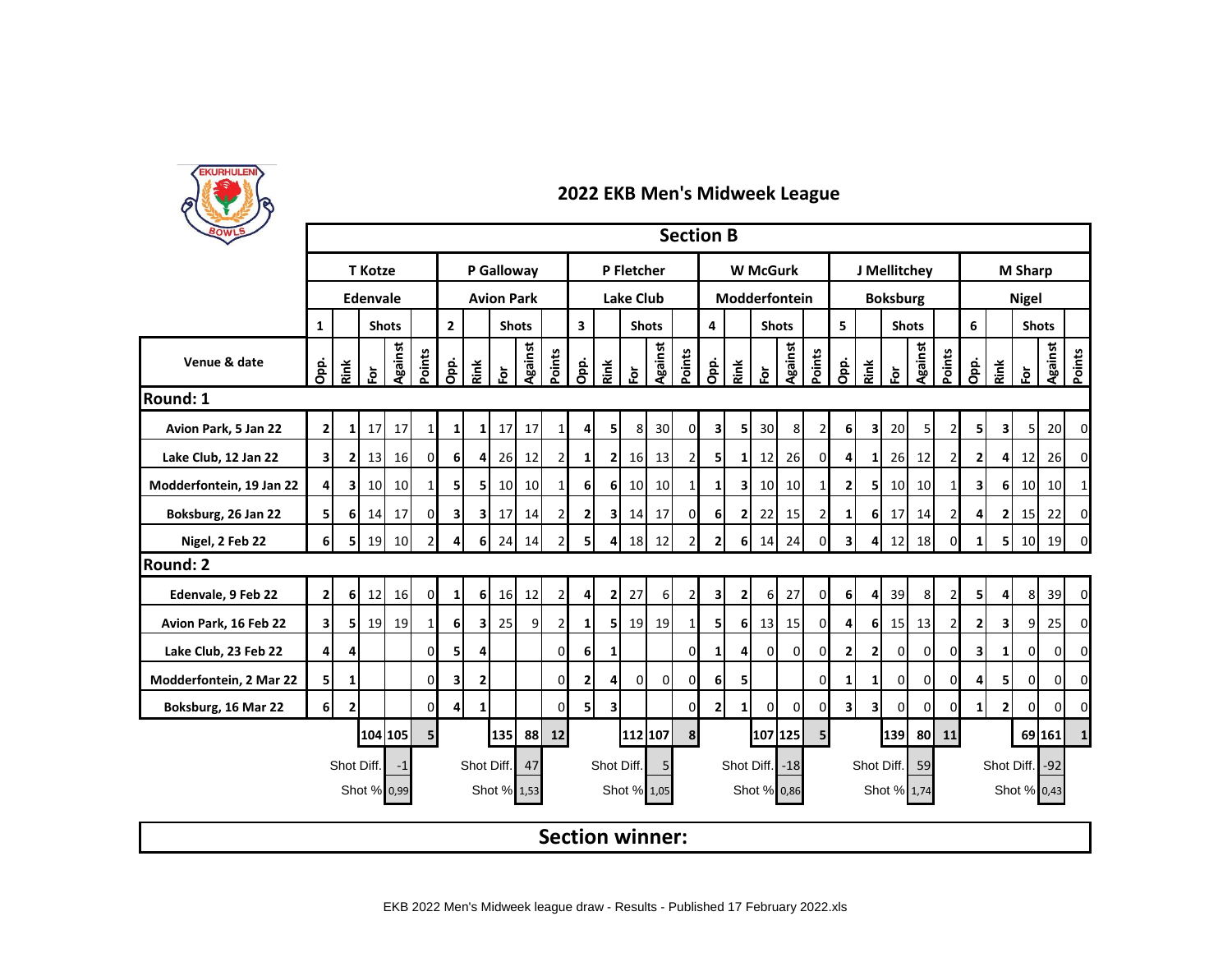## 2022 EKB Men's Midweek League

### Section B

| Venue & date | T Kotze | | | | | P Galloway | | | | | P Fletcher | | | | | W McGurk | | | | | J Mellitchey | | | | | M Sharp | | | | |
|---|---|---|---|---|---|---|---|---|---|---|---|---|---|---|---|---|---|---|---|---|---|---|---|---|---|---|---|---|---|---|
| | Edenvale | | | | | Avion Park | | | | | Lake Club | | | | | Modderfontein | | | | | Boksburg | | | | | Nigel | | | | |
| | 1 | | Shots | | | 2 | | Shots | | | 3 | | Shots | | | 4 | | Shots | | | 5 | | Shots | | | 6 | | Shots | | |
| | Opp. | Rink | For | Against | Points | Opp. | Rink | For | Against | Points | Opp. | Rink | For | Against | Points | Opp. | Rink | For | Against | Points | Opp. | Rink | For | Against | Points | Opp. | Rink | For | Against | Points |
| **Round: 1** | | | | | | | | | | | | | | | | | | | | | | | | | | | | | | |
| Avion Park, 5 Jan 22 | 2 | 1 | 17 | 17 | 1 | 1 | 1 | 17 | 17 | 1 | 4 | 5 | 8 | 30 | 0 | 3 | 5 | 30 | 8 | 2 | 6 | 3 | 20 | 5 | 2 | 5 | 3 | 5 | 20 | 0 |
| Lake Club, 12 Jan 22 | 3 | 2 | 13 | 16 | 0 | 6 | 4 | 26 | 12 | 2 | 1 | 2 | 16 | 13 | 2 | 5 | 1 | 12 | 26 | 0 | 4 | 1 | 26 | 12 | 2 | 2 | 4 | 12 | 26 | 0 |
| Modderfontein, 19 Jan 22 | 4 | 3 | 10 | 10 | 1 | 5 | 5 | 10 | 10 | 1 | 6 | 6 | 10 | 10 | 1 | 1 | 3 | 10 | 10 | 1 | 2 | 5 | 10 | 10 | 1 | 3 | 6 | 10 | 10 | 1 |
| Boksburg, 26 Jan 22 | 5 | 6 | 14 | 17 | 0 | 3 | 3 | 17 | 14 | 2 | 2 | 3 | 14 | 17 | 0 | 6 | 2 | 22 | 15 | 2 | 1 | 6 | 17 | 14 | 2 | 4 | 2 | 15 | 22 | 0 |
| Nigel, 2 Feb 22 | 6 | 5 | 19 | 10 | 2 | 4 | 6 | 24 | 14 | 2 | 5 | 4 | 18 | 12 | 2 | 2 | 6 | 14 | 24 | 0 | 3 | 4 | 12 | 18 | 0 | 1 | 5 | 10 | 19 | 0 |
| **Round: 2** | | | | | | | | | | | | | | | | | | | | | | | | | | | | | | |
| Edenvale, 9 Feb 22 | 2 | 6 | 12 | 16 | 0 | 1 | 6 | 16 | 12 | 2 | 4 | 2 | 27 | 6 | 2 | 3 | 2 | 6 | 27 | 0 | 6 | 4 | 39 | 8 | 2 | 5 | 4 | 8 | 39 | 0 |
| Avion Park, 16 Feb 22 | 3 | 5 | 19 | 19 | 1 | 6 | 3 | 25 | 9 | 2 | 1 | 5 | 19 | 19 | 1 | 5 | 6 | 13 | 15 | 0 | 4 | 6 | 15 | 13 | 2 | 2 | 3 | 9 | 25 | 0 |
| Lake Club, 23 Feb 22 | 4 | 4 | | | 0 | 5 | 4 | | | 0 | 6 | 1 | | | 0 | 1 | 4 | 0 | 0 | 0 | 2 | 2 | 0 | 0 | 0 | 3 | 1 | 0 | 0 | 0 |
| Modderfontein, 2 Mar 22 | 5 | 1 | | | 0 | 3 | 2 | | | 0 | 2 | 4 | 0 | 0 | 0 | 6 | 5 | | | 0 | 1 | 1 | 0 | 0 | 0 | 4 | 5 | 0 | 0 | 0 |
| Boksburg, 16 Mar 22 | 6 | 2 | | | 0 | 4 | 1 | | | 0 | 5 | 3 | | | 0 | 2 | 1 | 0 | 0 | 0 | 3 | 3 | 0 | 0 | 0 | 1 | 2 | 0 | 0 | 0 |
| | | | 104 | 105 | 5 | | | 135 | 88 | 12 | | | 112 | 107 | 8 | | | 107 | 125 | 5 | | | 139 | 80 | 11 | | | 69 | 161 | 1 |
| | | Shot Diff. | | -1 | | | Shot Diff. | | 47 | | | Shot Diff. | | 5 | | | Shot Diff. | | -18 | | | Shot Diff. | | 59 | | | Shot Diff. | | -92 | |
| | | Shot % | | 0,99 | | | Shot % | | 1,53 | | | Shot % | | 1,05 | | | Shot % | | 0,86 | | | Shot % | | 1,74 | | | Shot % | | 0,43 | |

**Section winner:**

EKB 2022 Men's Midweek league draw - Results - Published 17 February 2022.xls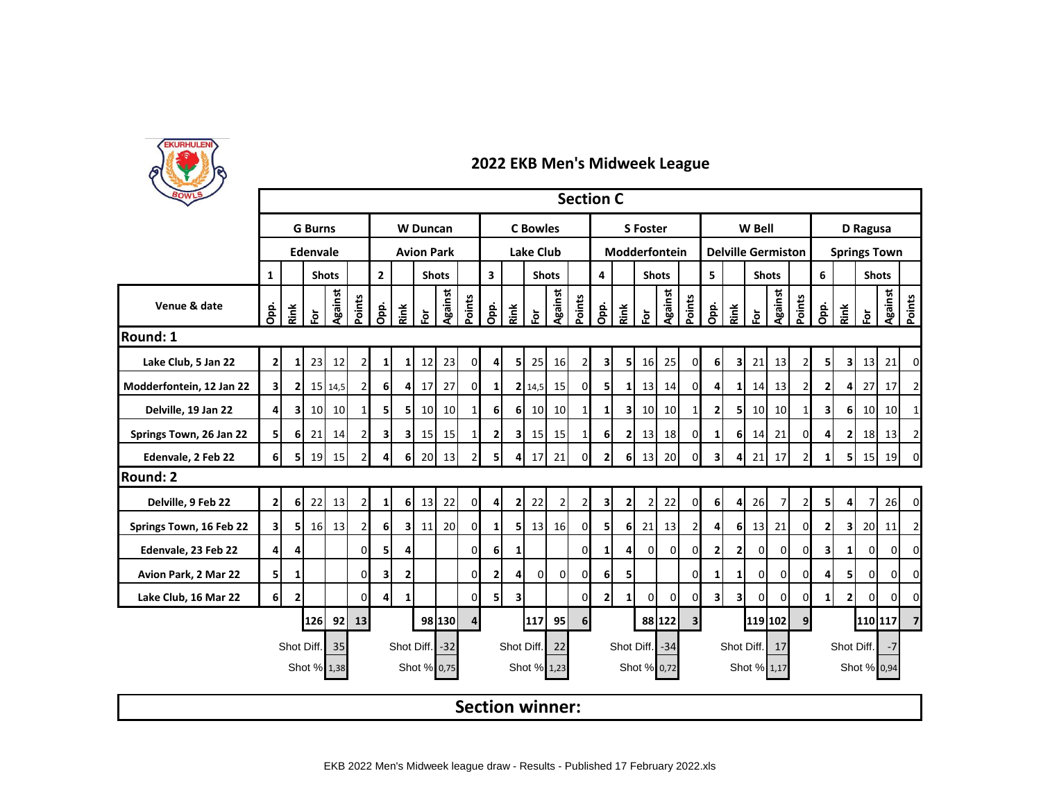# 2022 EKB Men's Midweek League

## Section C

| Venue & date | G Burns – Edenvale (1) | | | | | W Duncan – Avion Park (2) | | | | | C Bowles – Lake Club (3) | | | | | S Foster – Modderfontein (4) | | | | | W Bell – Delville Germiston (5) | | | | | D Ragusa – Springs Town (6) | | | | |
|---|---|---|---|---|---|---|---|---|---|---|---|---|---|---|---|---|---|---|---|---|---|---|---|---|---|---|---|---|---|---|
| | Opp. | Rink | Shots For | Shots Against | Points | Opp. | Rink | Shots For | Shots Against | Points | Opp. | Rink | Shots For | Shots Against | Points | Opp. | Rink | Shots For | Shots Against | Points | Opp. | Rink | Shots For | Shots Against | Points | Opp. | Rink | Shots For | Shots Against | Points |
| **Round: 1** | | | | | | | | | | | | | | | | | | | | | | | | | | | | | | |
| Lake Club, 5 Jan 22 | 2 | 1 | 23 | 12 | 2 | 1 | 1 | 12 | 23 | 0 | 4 | 5 | 25 | 16 | 2 | 3 | 5 | 16 | 25 | 0 | 6 | 3 | 21 | 13 | 2 | 5 | 3 | 13 | 21 | 0 |
| Modderfontein, 12 Jan 22 | 3 | 2 | 15 | 14,5 | 2 | 6 | 4 | 17 | 27 | 0 | 1 | 2 | 14,5 | 15 | 0 | 5 | 1 | 13 | 14 | 0 | 4 | 1 | 14 | 13 | 2 | 2 | 4 | 27 | 17 | 2 |
| Delville, 19 Jan 22 | 4 | 3 | 10 | 10 | 1 | 5 | 5 | 10 | 10 | 1 | 6 | 6 | 10 | 10 | 1 | 1 | 3 | 10 | 10 | 1 | 2 | 5 | 10 | 10 | 1 | 3 | 6 | 10 | 10 | 1 |
| Springs Town, 26 Jan 22 | 5 | 6 | 21 | 14 | 2 | 3 | 3 | 15 | 15 | 1 | 2 | 3 | 15 | 15 | 1 | 6 | 2 | 13 | 18 | 0 | 1 | 6 | 14 | 21 | 0 | 4 | 2 | 18 | 13 | 2 |
| Edenvale, 2 Feb 22 | 6 | 5 | 19 | 15 | 2 | 4 | 6 | 20 | 13 | 2 | 5 | 4 | 17 | 21 | 0 | 2 | 6 | 13 | 20 | 0 | 3 | 4 | 21 | 17 | 2 | 1 | 5 | 15 | 19 | 0 |
| **Round: 2** | | | | | | | | | | | | | | | | | | | | | | | | | | | | | | |
| Delville, 9 Feb 22 | 2 | 6 | 22 | 13 | 2 | 1 | 6 | 13 | 22 | 0 | 4 | 2 | 22 | 2 | 2 | 3 | 2 | 2 | 22 | 0 | 6 | 4 | 26 | 7 | 2 | 5 | 4 | 7 | 26 | 0 |
| Springs Town, 16 Feb 22 | 3 | 5 | 16 | 13 | 2 | 6 | 3 | 11 | 20 | 0 | 1 | 5 | 13 | 16 | 0 | 5 | 6 | 21 | 13 | 2 | 4 | 6 | 13 | 21 | 0 | 2 | 3 | 20 | 11 | 2 |
| Edenvale, 23 Feb 22 | 4 | 4 | | | 0 | 5 | 4 | | | 0 | 6 | 1 | | | 0 | 1 | 4 | 0 | 0 | 0 | 2 | 2 | 0 | 0 | 0 | 3 | 1 | 0 | 0 | 0 |
| Avion Park, 2 Mar 22 | 5 | 1 | | | 0 | 3 | 2 | | | 0 | 2 | 4 | 0 | 0 | 0 | 6 | 5 | | | 0 | 1 | 1 | 0 | 0 | 0 | 4 | 5 | 0 | 0 | 0 |
| Lake Club, 16 Mar 22 | 6 | 2 | | | 0 | 4 | 1 | | | 0 | 5 | 3 | | | 0 | 2 | 1 | 0 | 0 | 0 | 3 | 3 | 0 | 0 | 0 | 1 | 2 | 0 | 0 | 0 |
| | | | 126 | 92 | 13 | | | 98 | 130 | 4 | | | 117 | 95 | 6 | | | 88 | 122 | 3 | | | 119 | 102 | 9 | | | 110 | 117 | 7 |
| | | Shot Diff. | | 35 | | | Shot Diff. | | -32 | | | Shot Diff. | | 22 | | | Shot Diff. | | -34 | | | Shot Diff. | | 17 | | | Shot Diff. | | -7 | |
| | | Shot % | | 1,38 | | | Shot % | | 0,75 | | | Shot % | | 1,23 | | | Shot % | | 0,72 | | | Shot % | | 1,17 | | | Shot % | | 0,94 | |

**Section winner:**

EKB 2022 Men's Midweek league draw - Results - Published 17 February 2022.xls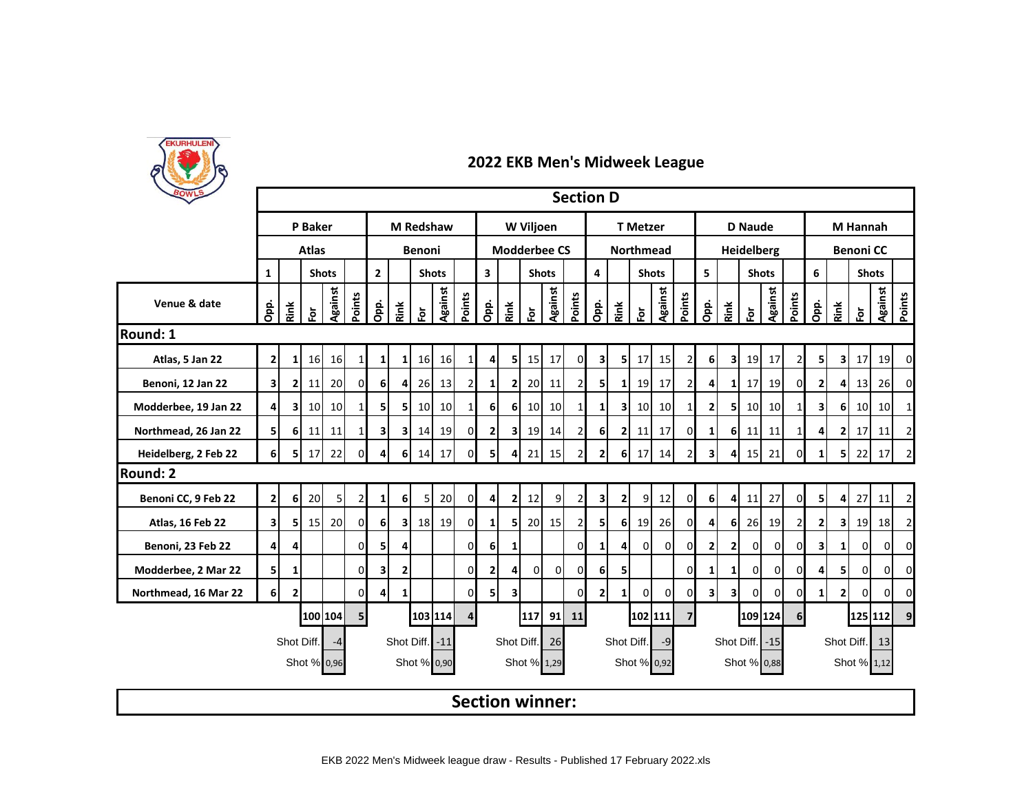# 2022 EKB Men's Midweek League

## Section D

| | P Baker | | | | | M Redshaw | | | | | W Viljoen | | | | | T Metzer | | | | | D Naude | | | | | M Hannah | | | | |
|---|---|---|---|---|---|---|---|---|---|---|---|---|---|---|---|---|---|---|---|---|---|---|---|---|---|---|---|---|---|---|
| | Atlas | | | | | Benoni | | | | | Modderbee CS | | | | | Northmead | | | | | Heidelberg | | | | | Benoni CC | | | | |
| | 1 | | Shots | | | 2 | | Shots | | | 3 | | Shots | | | 4 | | Shots | | | 5 | | Shots | | | 6 | | Shots | | |
| Venue & date | Opp. | Rink | For | Against | Points | Opp. | Rink | For | Against | Points | Opp. | Rink | For | Against | Points | Opp. | Rink | For | Against | Points | Opp. | Rink | For | Against | Points | Opp. | Rink | For | Against | Points |
| **Round: 1** | | | | | | | | | | | | | | | | | | | | | | | | | | | | | | |
| Atlas, 5 Jan 22 | 2 | 1 | 16 | 16 | 1 | 1 | 1 | 16 | 16 | 1 | 4 | 5 | 15 | 17 | 0 | 3 | 5 | 17 | 15 | 2 | 6 | 3 | 19 | 17 | 2 | 5 | 3 | 17 | 19 | 0 |
| Benoni, 12 Jan 22 | 3 | 2 | 11 | 20 | 0 | 6 | 4 | 26 | 13 | 2 | 1 | 2 | 20 | 11 | 2 | 5 | 1 | 19 | 17 | 2 | 4 | 1 | 17 | 19 | 0 | 2 | 4 | 13 | 26 | 0 |
| Modderbee, 19 Jan 22 | 4 | 3 | 10 | 10 | 1 | 5 | 5 | 10 | 10 | 1 | 6 | 6 | 10 | 10 | 1 | 1 | 3 | 10 | 10 | 1 | 2 | 5 | 10 | 10 | 1 | 3 | 6 | 10 | 10 | 1 |
| Northmead, 26 Jan 22 | 5 | 6 | 11 | 11 | 1 | 3 | 3 | 14 | 19 | 0 | 2 | 3 | 19 | 14 | 2 | 6 | 2 | 11 | 17 | 0 | 1 | 6 | 11 | 11 | 1 | 4 | 2 | 17 | 11 | 2 |
| Heidelberg, 2 Feb 22 | 6 | 5 | 17 | 22 | 0 | 4 | 6 | 14 | 17 | 0 | 5 | 4 | 21 | 15 | 2 | 2 | 6 | 17 | 14 | 2 | 3 | 4 | 15 | 21 | 0 | 1 | 5 | 22 | 17 | 2 |
| **Round: 2** | | | | | | | | | | | | | | | | | | | | | | | | | | | | | | |
| Benoni CC, 9 Feb 22 | 2 | 6 | 20 | 5 | 2 | 1 | 6 | 5 | 20 | 0 | 4 | 2 | 12 | 9 | 2 | 3 | 2 | 9 | 12 | 0 | 6 | 4 | 11 | 27 | 0 | 5 | 4 | 27 | 11 | 2 |
| Atlas, 16 Feb 22 | 3 | 5 | 15 | 20 | 0 | 6 | 3 | 18 | 19 | 0 | 1 | 5 | 20 | 15 | 2 | 5 | 6 | 19 | 26 | 0 | 4 | 6 | 26 | 19 | 2 | 2 | 3 | 19 | 18 | 2 |
| Benoni, 23 Feb 22 | 4 | 4 | | | 0 | 5 | 4 | | | 0 | 6 | 1 | | | 0 | 1 | 4 | 0 | 0 | 0 | 2 | 2 | 0 | 0 | 0 | 3 | 1 | 0 | 0 | 0 |
| Modderbee, 2 Mar 22 | 5 | 1 | | | 0 | 3 | 2 | | | 0 | 2 | 4 | 0 | 0 | 0 | 6 | 5 | | | 0 | 1 | 1 | 0 | 0 | 0 | 4 | 5 | 0 | 0 | 0 |
| Northmead, 16 Mar 22 | 6 | 2 | | | 0 | 4 | 1 | | | 0 | 5 | 3 | | | 0 | 2 | 1 | 0 | 0 | 0 | 3 | 3 | 0 | 0 | 0 | 1 | 2 | 0 | 0 | 0 |
| | | | 100 | 104 | 5 | | | 103 | 114 | 4 | | | 117 | 91 | 11 | | | 102 | 111 | 7 | | | 109 | 124 | 6 | | | 125 | 112 | 9 |
| | | | Shot Diff. | -4 | | | | Shot Diff. | -11 | | | | Shot Diff. | 26 | | | | Shot Diff. | -9 | | | | Shot Diff. | -15 | | | | Shot Diff. | 13 | |
| | | | Shot % | 0,96 | | | | Shot % | 0,90 | | | | Shot % | 1,29 | | | | Shot % | 0,92 | | | | Shot % | 0,88 | | | | Shot % | 1,12 | |

**Section winner:**

EKB 2022 Men's Midweek league draw - Results - Published 17 February 2022.xls